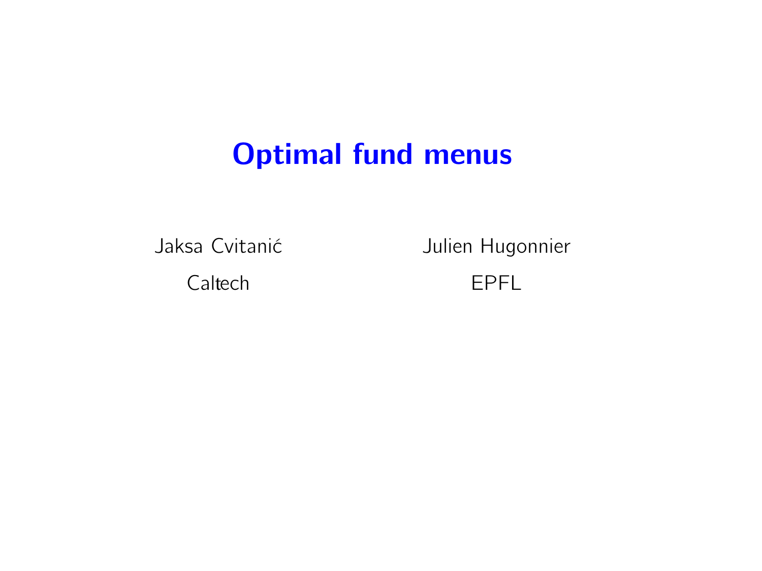# Optimal fund menus

Jaksa Cvitanić

Caltech

Julien Hugonnier

EPFL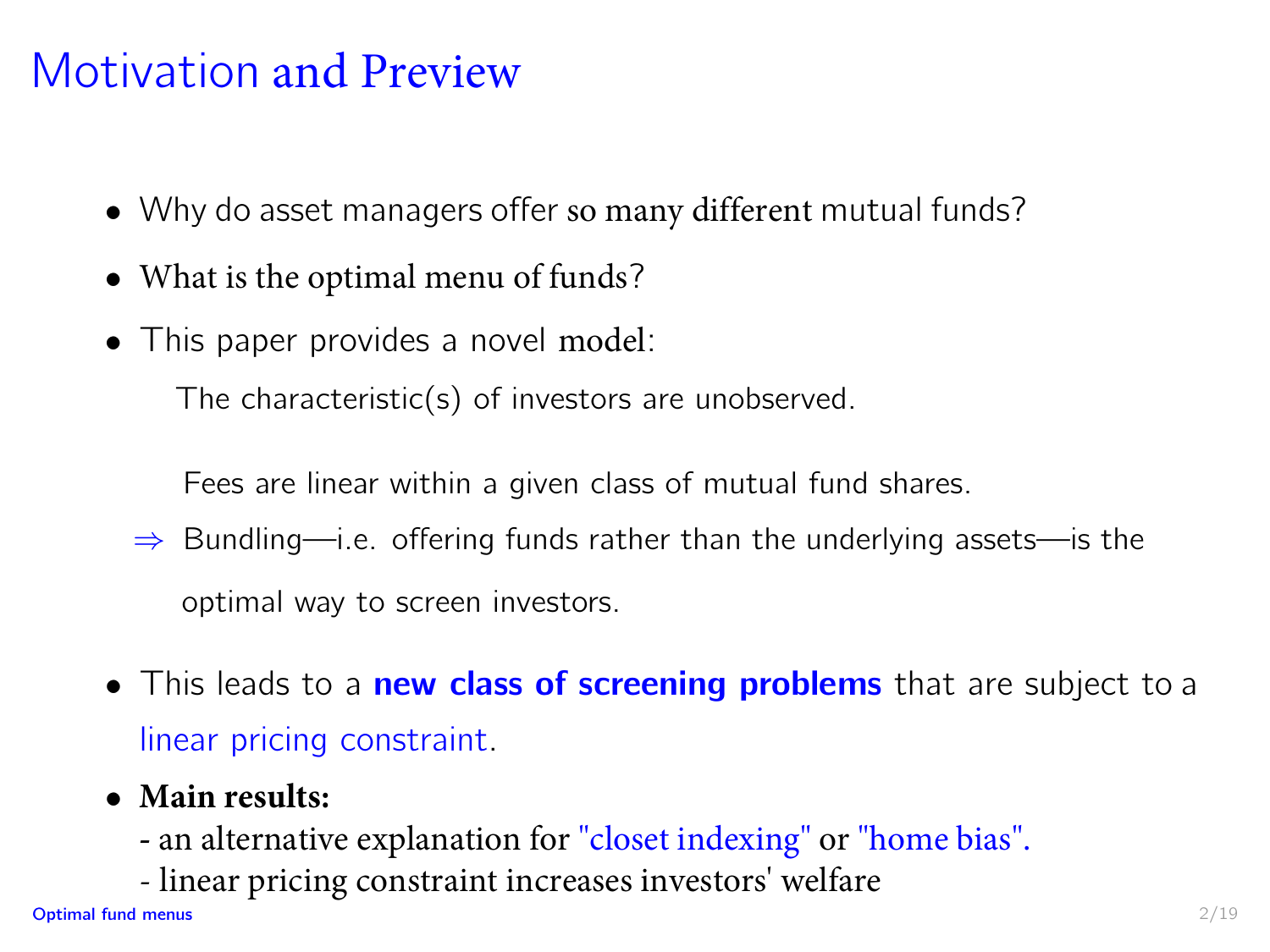# Motivation and Preview

- Why do asset managers offer so many different mutual funds?
- What is the optimal menu of funds?
- This paper provides a novel model:

  The characteristic(s) of investors are unobserved.

  Fees are linear within a given class of mutual fund shares.

  $\Rightarrow$ Bundling—i.e. offering funds rather than the underlying assets—is the optimal way to screen investors.

- This leads to a **new class of screening problems** that are subject to a linear pricing constraint.
- **Main results:**
  - an alternative explanation for "closet indexing" or "home bias".
  - linear pricing constraint increases investors' welfare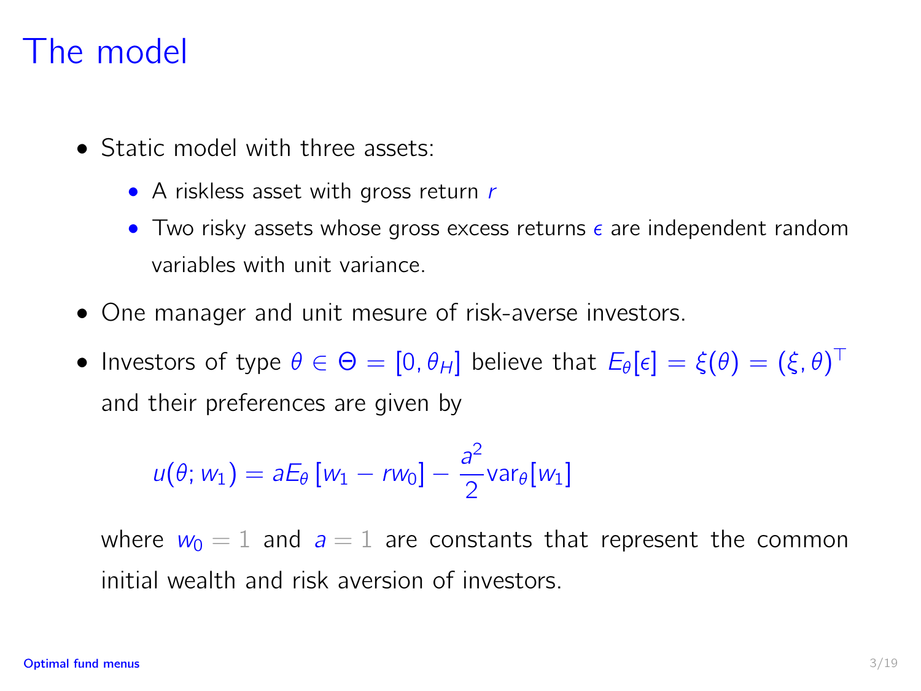# The model

- Static model with three assets:
  - A riskless asset with gross return $r$
  - Two risky assets whose gross excess returns $\epsilon$ are independent random variables with unit variance.
- One manager and unit mesure of risk-averse investors.
- Investors of type $\theta \in \Theta = [0, \theta_H]$ believe that $E_\theta[\epsilon] = \xi(\theta) = (\xi, \theta)^\top$ and their preferences are given by

$$u(\theta; w_1) = aE_\theta\left[w_1 - rw_0\right] - \frac{a^2}{2}\text{var}_\theta[w_1]$$

where $w_0 = 1$ and $a = 1$ are constants that represent the common initial wealth and risk aversion of investors.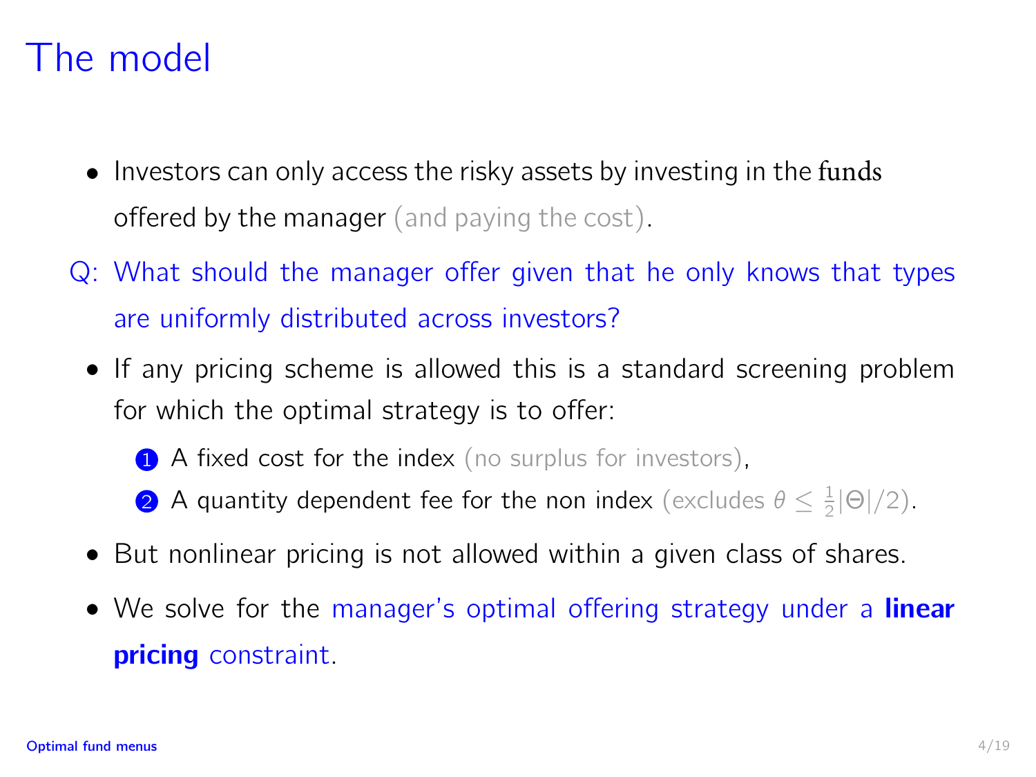# The model

- Investors can only access the risky assets by investing in the funds offered by the manager (and paying the cost).

Q: What should the manager offer given that he only knows that types are uniformly distributed across investors?

- If any pricing scheme is allowed this is a standard screening problem for which the optimal strategy is to offer:
  1. A fixed cost for the index (no surplus for investors),
  2. A quantity dependent fee for the non index (excludes $\theta \leq \frac{1}{2}|\Theta|/2$).
- But nonlinear pricing is not allowed within a given class of shares.
- We solve for the manager's optimal offering strategy under a **linear pricing** constraint.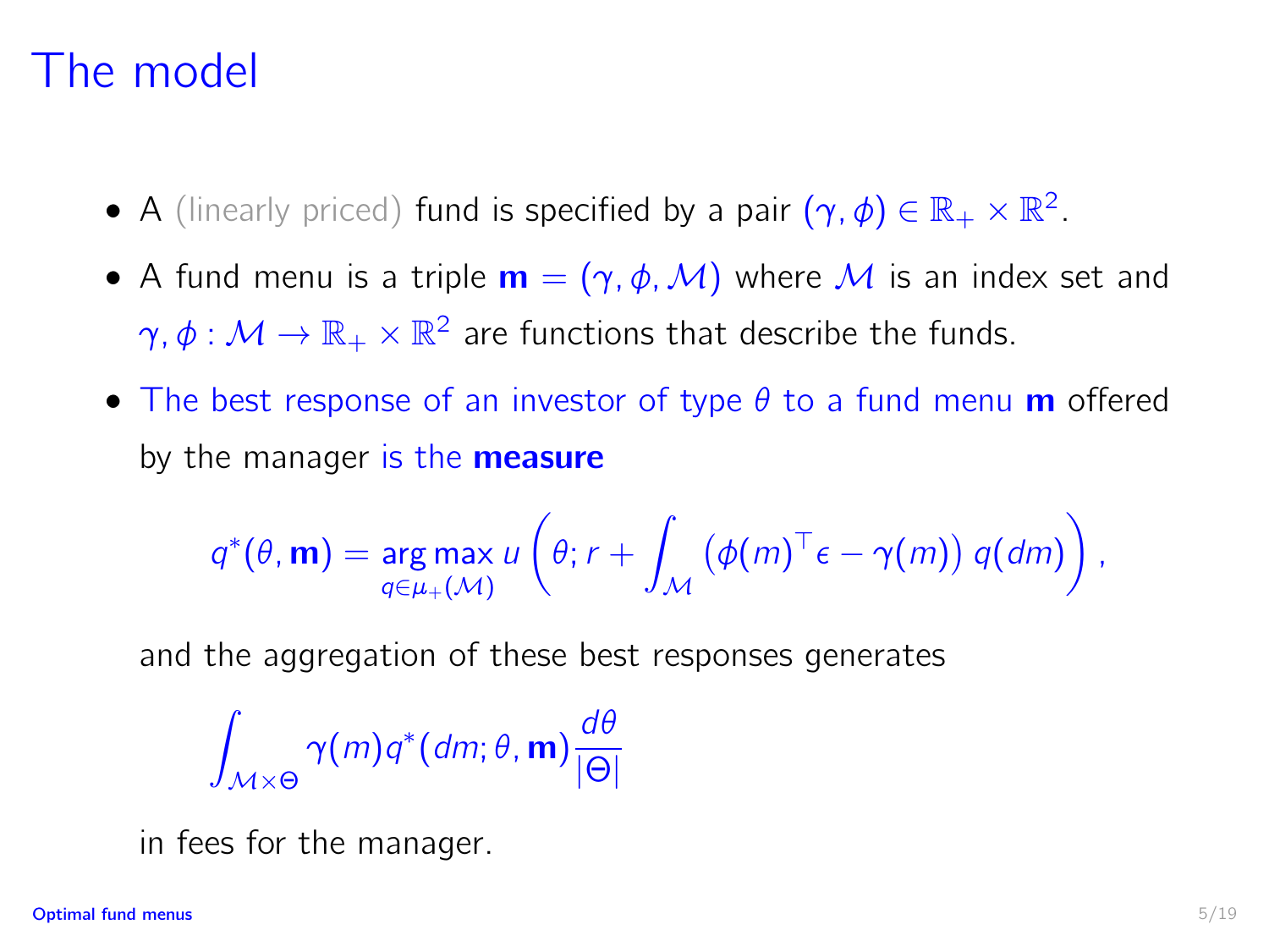# The model

- A (linearly priced) fund is specified by a pair $(\gamma, \phi) \in \mathbb{R}_+ \times \mathbb{R}^2$.
- A fund menu is a triple $\mathbf{m} = (\gamma, \phi, \mathcal{M})$ where $\mathcal{M}$ is an index set and $\gamma, \phi : \mathcal{M} \to \mathbb{R}_+ \times \mathbb{R}^2$ are functions that describe the funds.
- The best response of an investor of type $\theta$ to a fund menu $\mathbf{m}$ offered by the manager is the **measure**

$$q^*(\theta, \mathbf{m}) = \underset{q \in \mu_+(\mathcal{M})}{\arg\max}\, u\left(\theta; r + \int_{\mathcal{M}} \left(\phi(m)^\top \epsilon - \gamma(m)\right) q(dm)\right),$$

  and the aggregation of these best responses generates

$$\int_{\mathcal{M} \times \Theta} \gamma(m) q^*(dm; \theta, \mathbf{m}) \frac{d\theta}{|\Theta|}$$

  in fees for the manager.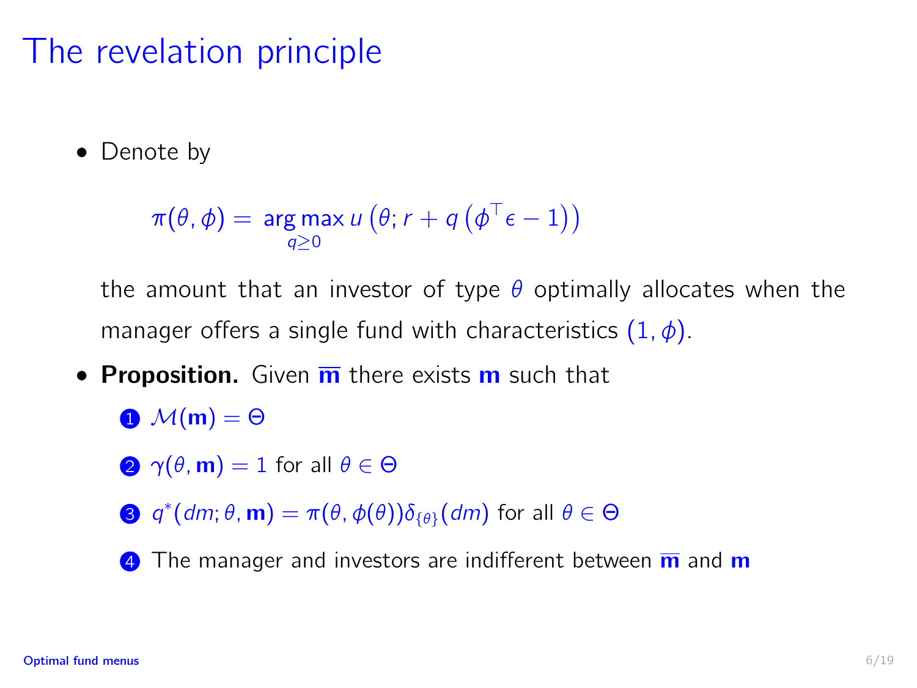# The revelation principle

- Denote by

$$\pi(\theta, \phi) = \underset{q \geq 0}{\arg\max}\, u\left(\theta; r + q\left(\phi^\top \epsilon - 1\right)\right)$$

  the amount that an investor of type $\theta$ optimally allocates when the manager offers a single fund with characteristics $(1, \phi)$.

- **Proposition.** Given $\overline{\mathbf{m}}$ there exists $\mathbf{m}$ such that
  1. $\mathcal{M}(\mathbf{m}) = \Theta$
  2. $\gamma(\theta, \mathbf{m}) = 1$ for all $\theta \in \Theta$
  3. $q^*(dm; \theta, \mathbf{m}) = \pi(\theta, \phi(\theta))\delta_{\{\theta\}}(dm)$ for all $\theta \in \Theta$
  4. The manager and investors are indifferent between $\overline{\mathbf{m}}$ and $\mathbf{m}$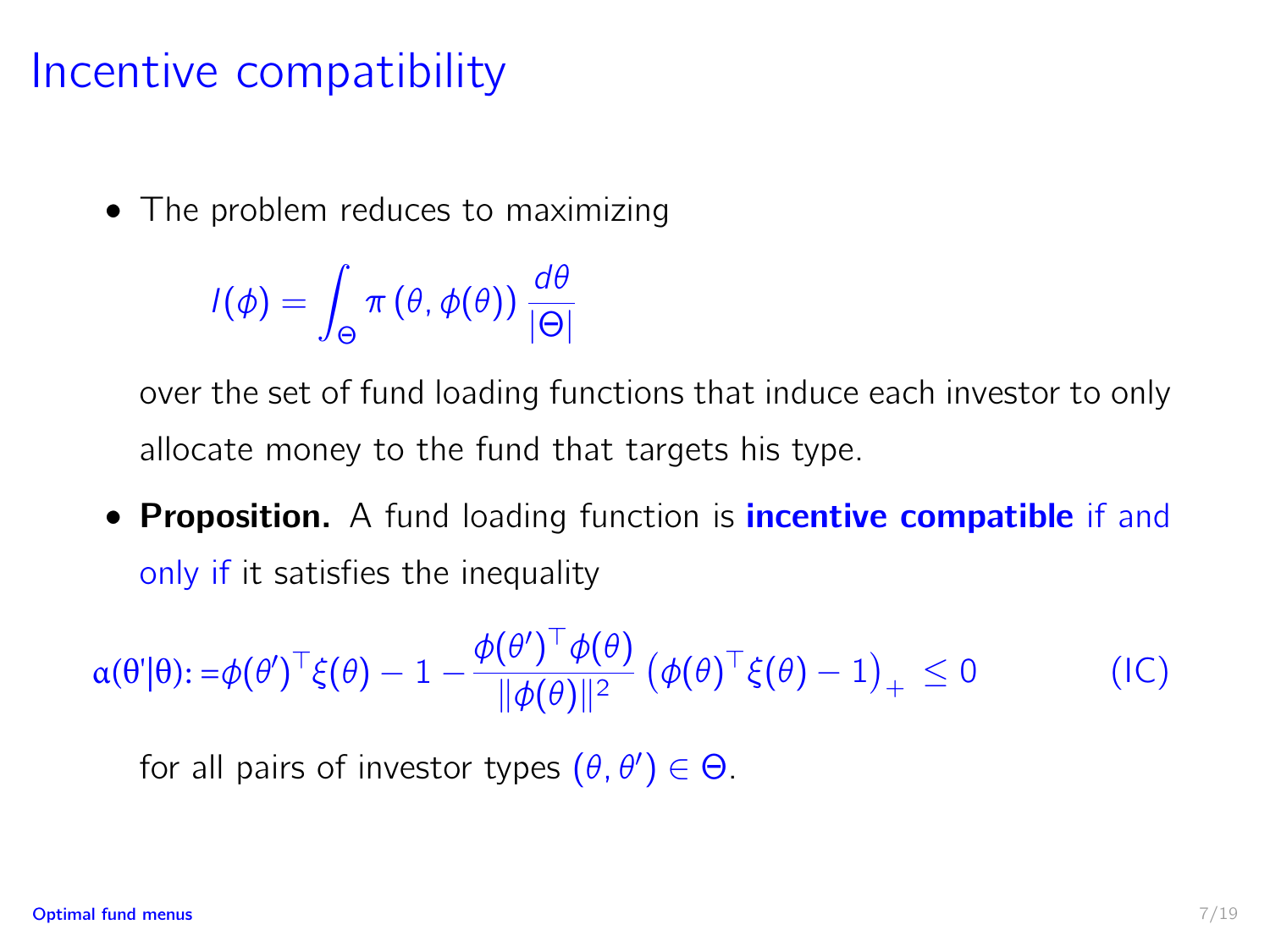# Incentive compatibility

- The problem reduces to maximizing

$$I(\phi) = \int_{\Theta} \pi\left(\theta, \phi(\theta)\right) \frac{d\theta}{|\Theta|}$$

over the set of fund loading functions that induce each investor to only allocate money to the fund that targets his type.

- **Proposition.** A fund loading function is **incentive compatible** if and only if it satisfies the inequality

$$\alpha(\theta'|\theta) := \phi(\theta')^\top \xi(\theta) - 1 - \frac{\phi(\theta')^\top \phi(\theta)}{\|\phi(\theta)\|^2} \left(\phi(\theta)^\top \xi(\theta) - 1\right)_+ \leq 0 \qquad \text{(IC)}$$

for all pairs of investor types $(\theta, \theta') \in \Theta$.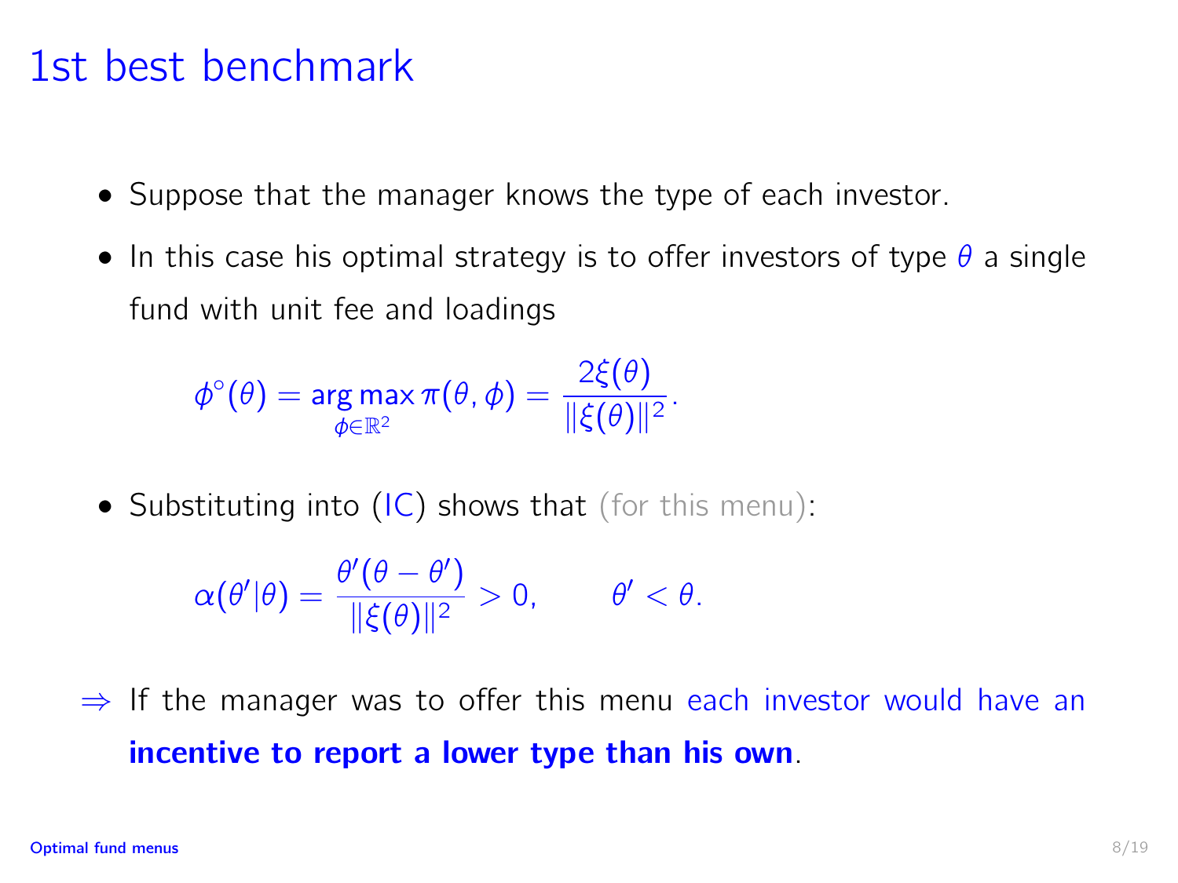# 1st best benchmark

- Suppose that the manager knows the type of each investor.
- In this case his optimal strategy is to offer investors of type $\theta$ a single fund with unit fee and loadings

$$\phi^\circ(\theta) = \arg\max_{\phi \in \mathbb{R}^2} \pi(\theta, \phi) = \frac{2\xi(\theta)}{\|\xi(\theta)\|^2}.$$

- Substituting into (IC) shows that (for this menu):

$$\alpha(\theta'|\theta) = \frac{\theta'(\theta - \theta')}{\|\xi(\theta)\|^2} > 0, \qquad \theta' < \theta.$$

$\Rightarrow$ If the manager was to offer this menu each investor would have an **incentive to report a lower type than his own**.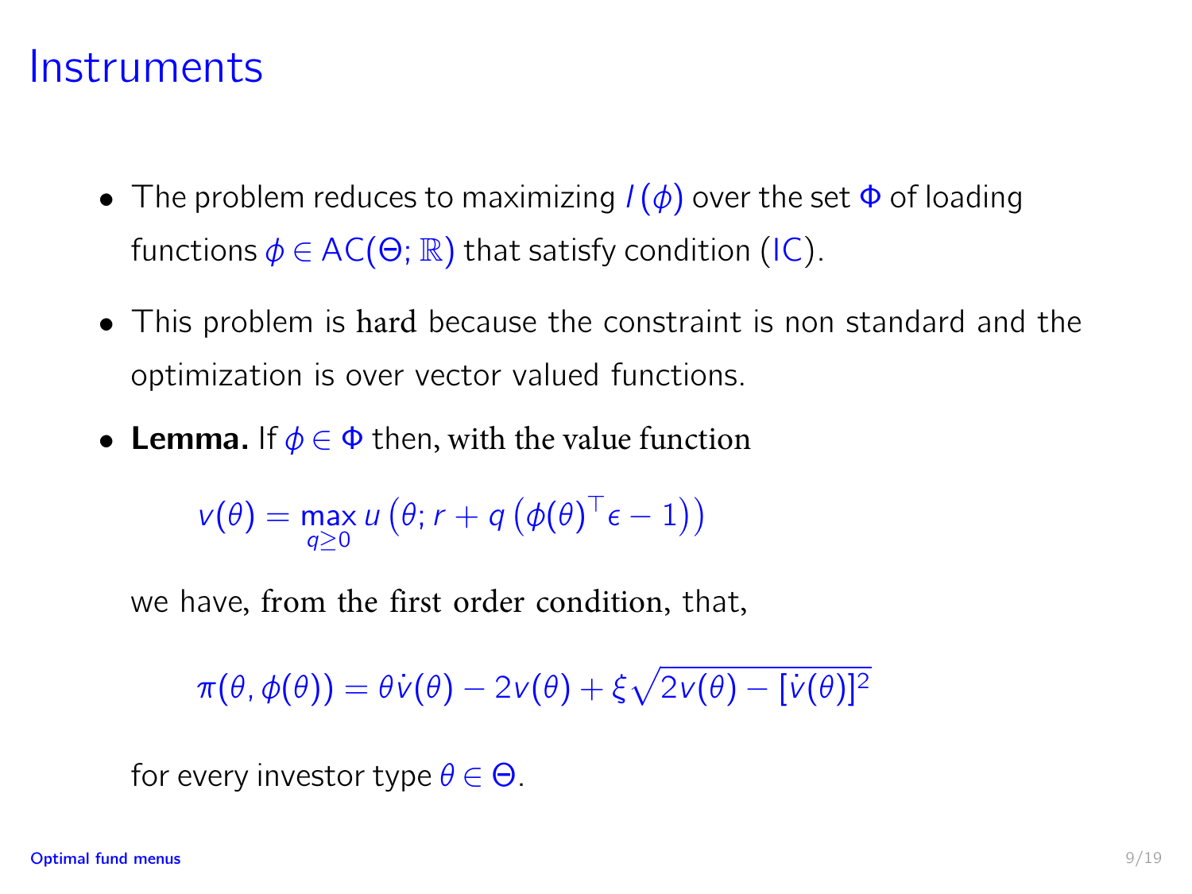# Instruments

- The problem reduces to maximizing $I(\phi)$ over the set $\Phi$ of loading functions $\phi \in \mathrm{AC}(\Theta; \mathbb{R})$ that satisfy condition (IC).

- This problem is hard because the constraint is non standard and the optimization is over vector valued functions.

- **Lemma.** If $\phi \in \Phi$ then, with the value function

$$v(\theta) = \max_{q \geq 0} u\left(\theta; r + q\left(\phi(\theta)^\top \epsilon - 1\right)\right)$$

we have, from the first order condition, that,

$$\pi(\theta, \phi(\theta)) = \theta \dot{v}(\theta) - 2v(\theta) + \xi \sqrt{2v(\theta) - [\dot{v}(\theta)]^2}$$

for every investor type $\theta \in \Theta$.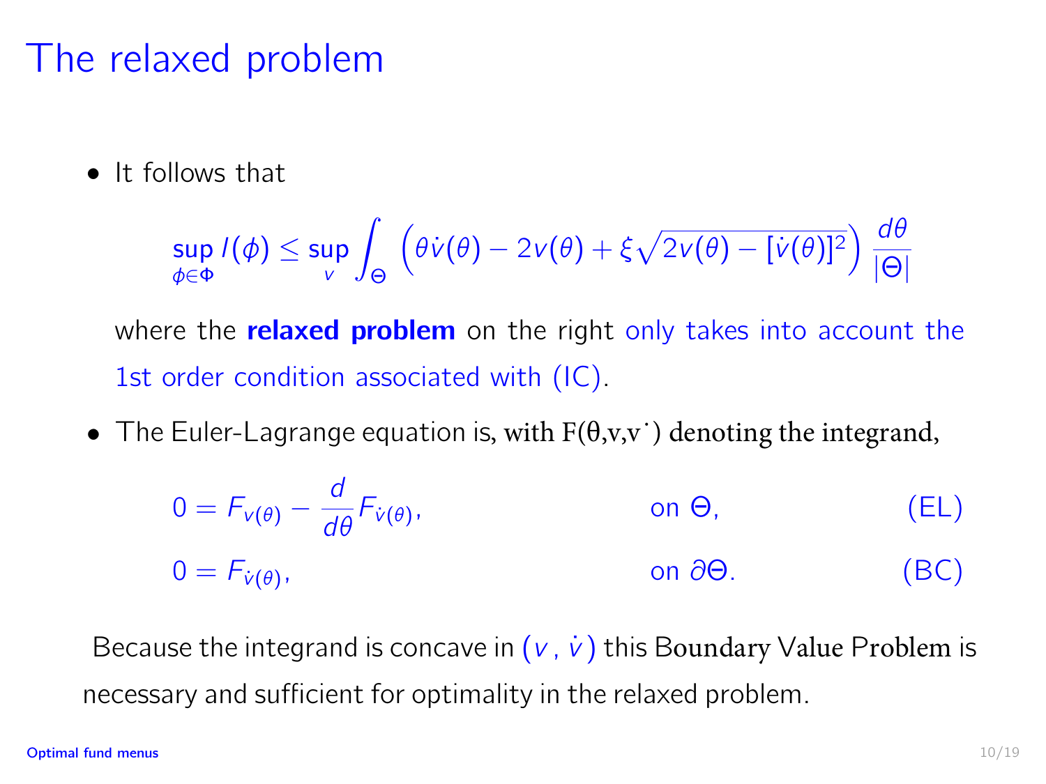# The relaxed problem

- It follows that

$$\sup_{\phi \in \Phi} I(\phi) \leq \sup_{v} \int_{\Theta} \left( \theta \dot{v}(\theta) - 2v(\theta) + \xi \sqrt{2v(\theta) - [\dot{v}(\theta)]^2} \right) \frac{d\theta}{|\Theta|}$$

  where the **relaxed problem** on the right only takes into account the 1st order condition associated with (IC).

- The Euler-Lagrange equation is, with $F(\theta, v, \dot{v})$ denoting the integrand,

$$0 = F_{v(\theta)} - \frac{d}{d\theta} F_{\dot{v}(\theta)}, \qquad \text{on } \Theta, \qquad \text{(EL)}$$

$$0 = F_{\dot{v}(\theta)}, \qquad \text{on } \partial\Theta. \qquad \text{(BC)}$$

Because the integrand is concave in $(v, \dot{v})$ this Boundary Value Problem is necessary and sufficient for optimality in the relaxed problem.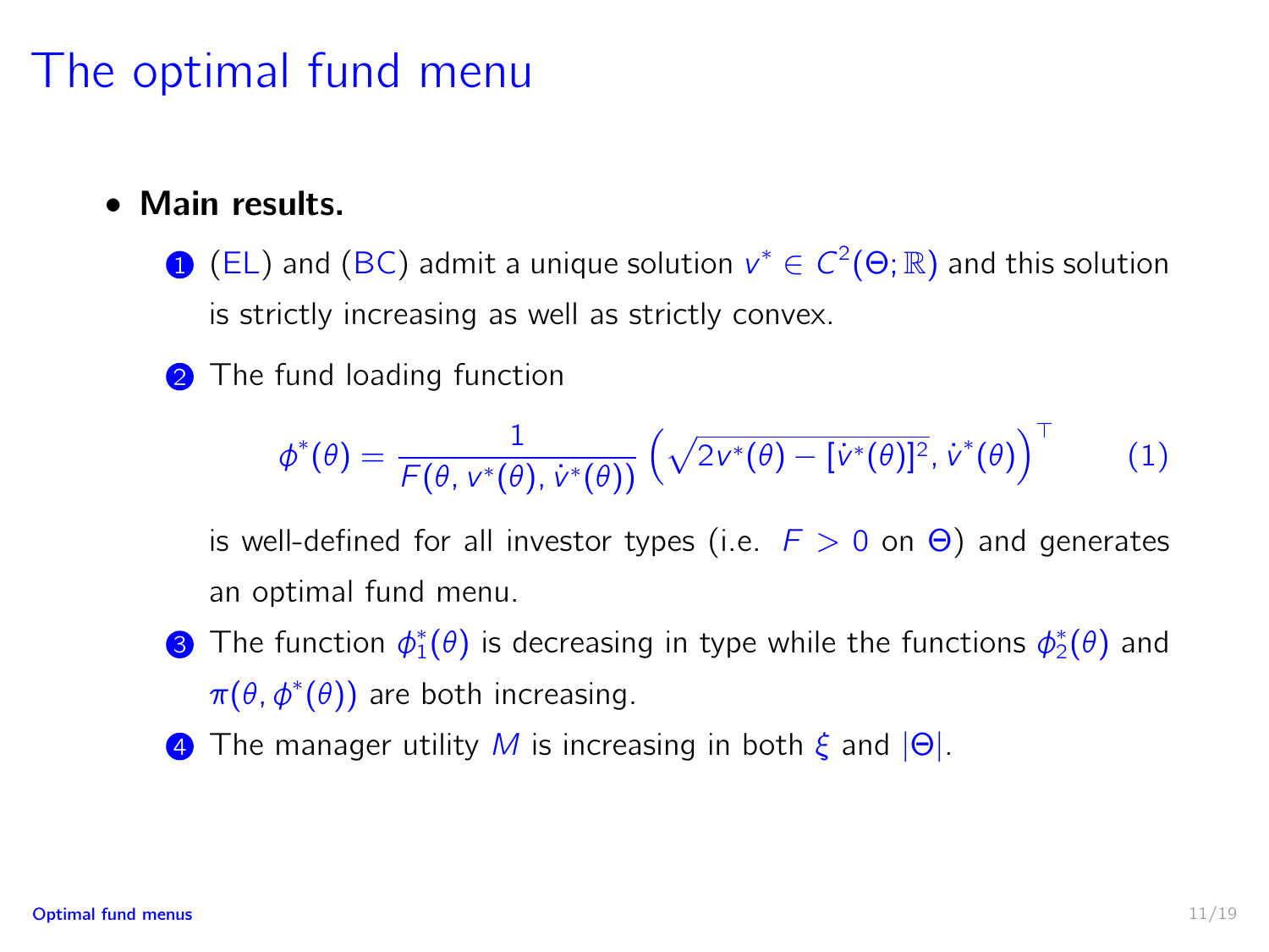# The optimal fund menu

- **Main results.**
  1. (EL) and (BC) admit a unique solution $v^* \in C^2(\Theta; \mathbb{R})$ and this solution is strictly increasing as well as strictly convex.
  2. The fund loading function
  $$\phi^*(\theta) = \frac{1}{F(\theta, v^*(\theta), \dot{v}^*(\theta))} \left( \sqrt{2v^*(\theta) - [\dot{v}^*(\theta)]^2}, \dot{v}^*(\theta) \right)^\top \qquad (1)$$
  is well-defined for all investor types (i.e. $F > 0$ on $\Theta$) and generates an optimal fund menu.
  3. The function $\phi_1^*(\theta)$ is decreasing in type while the functions $\phi_2^*(\theta)$ and $\pi(\theta, \phi^*(\theta))$ are both increasing.
  4. The manager utility $M$ is increasing in both $\xi$ and $|\Theta|$.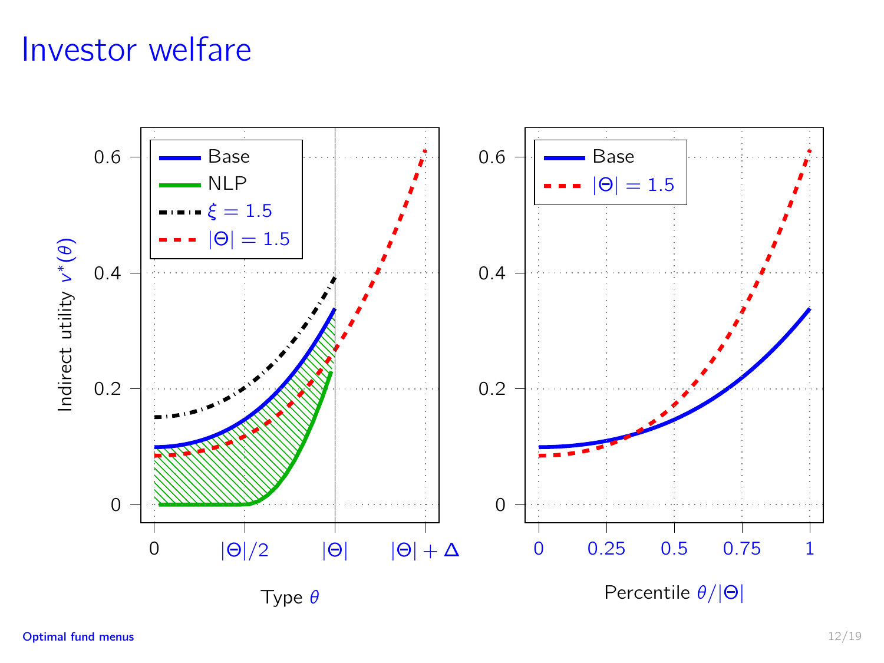# Investor welfare

Indirect utility $v^*(\theta)$

Base

NLP

$\xi = 1.5$

$|\Theta| = 1.5$

0.6

0.4

0.2

0

0 | $|\Theta|/2$ | $|\Theta|$ | $|\Theta| + \Delta$

Type $\theta$

Base

$|\Theta| = 1.5$

0.6

0.4

0.2

0

0 | 0.25 | 0.5 | 0.75 | 1

Percentile $\theta/|\Theta|$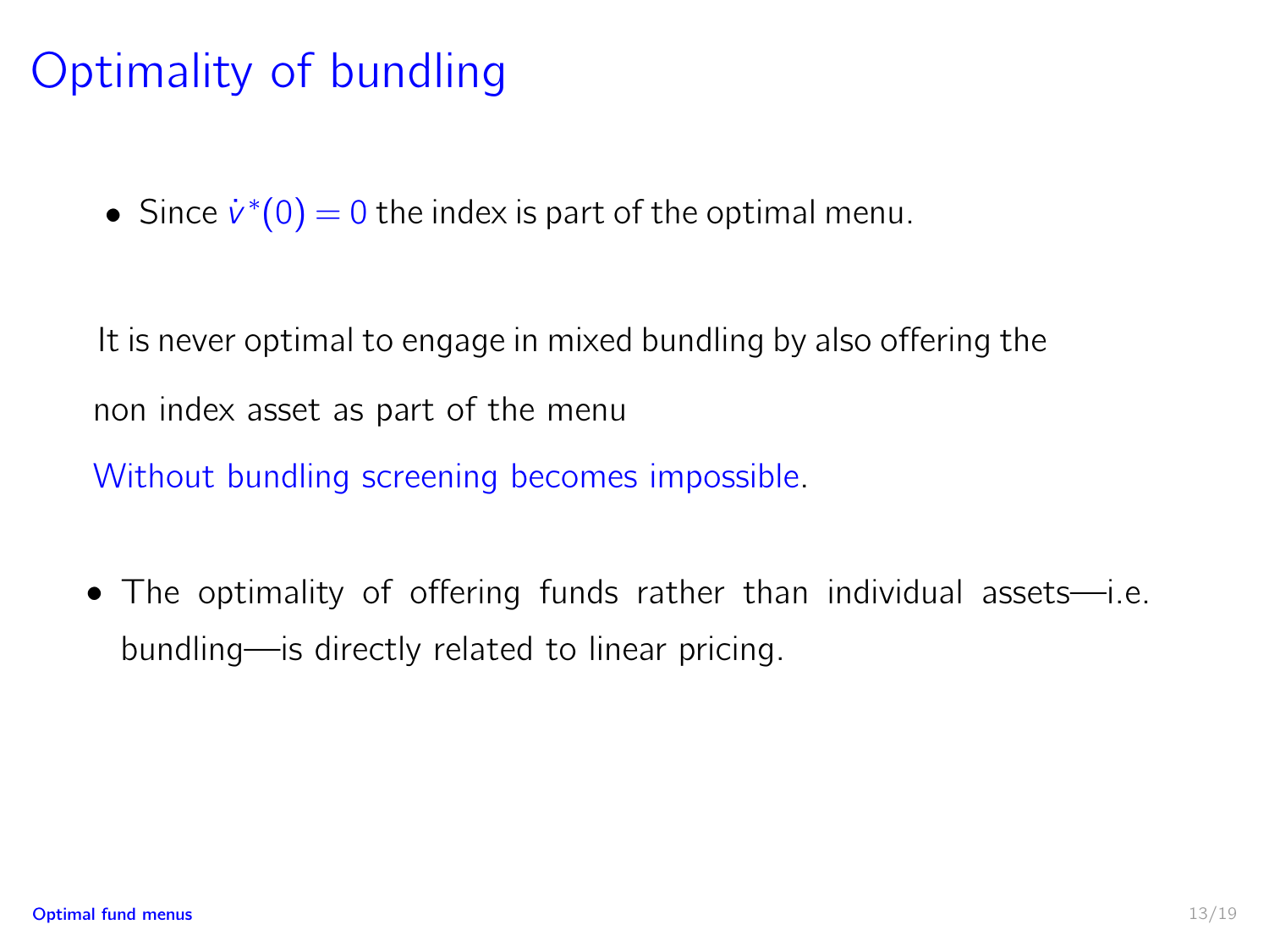# Optimality of bundling

- Since $\dot{v}^*(0) = 0$ the index is part of the optimal menu.

It is never optimal to engage in mixed bundling by also offering the non index asset as part of the menu

Without bundling screening becomes impossible.

- The optimality of offering funds rather than individual assets—i.e. bundling—is directly related to linear pricing.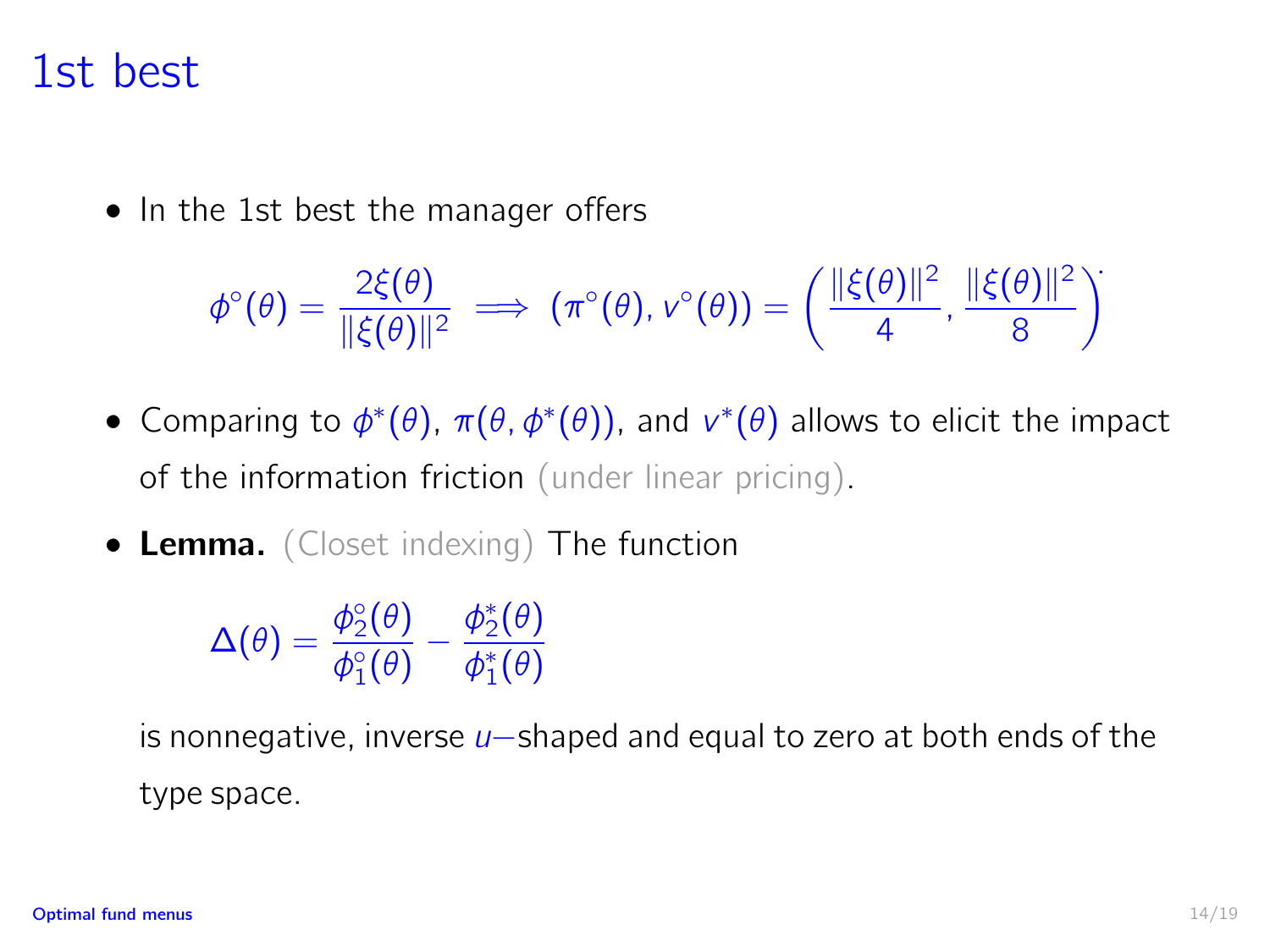# 1st best

- In the 1st best the manager offers

$$\phi^{\circ}(\theta) = \frac{2\xi(\theta)}{\|\xi(\theta)\|^2} \implies (\pi^{\circ}(\theta), v^{\circ}(\theta)) = \left(\frac{\|\xi(\theta)\|^2}{4}, \frac{\|\xi(\theta)\|^2}{8}\right).$$

- Comparing to $\phi^*(\theta)$, $\pi(\theta, \phi^*(\theta))$, and $v^*(\theta)$ allows to elicit the impact of the information friction (under linear pricing).

- **Lemma.** (Closet indexing) The function

$$\Delta(\theta) = \frac{\phi_2^{\circ}(\theta)}{\phi_1^{\circ}(\theta)} - \frac{\phi_2^*(\theta)}{\phi_1^*(\theta)}$$

  is nonnegative, inverse $u-$shaped and equal to zero at both ends of the type space.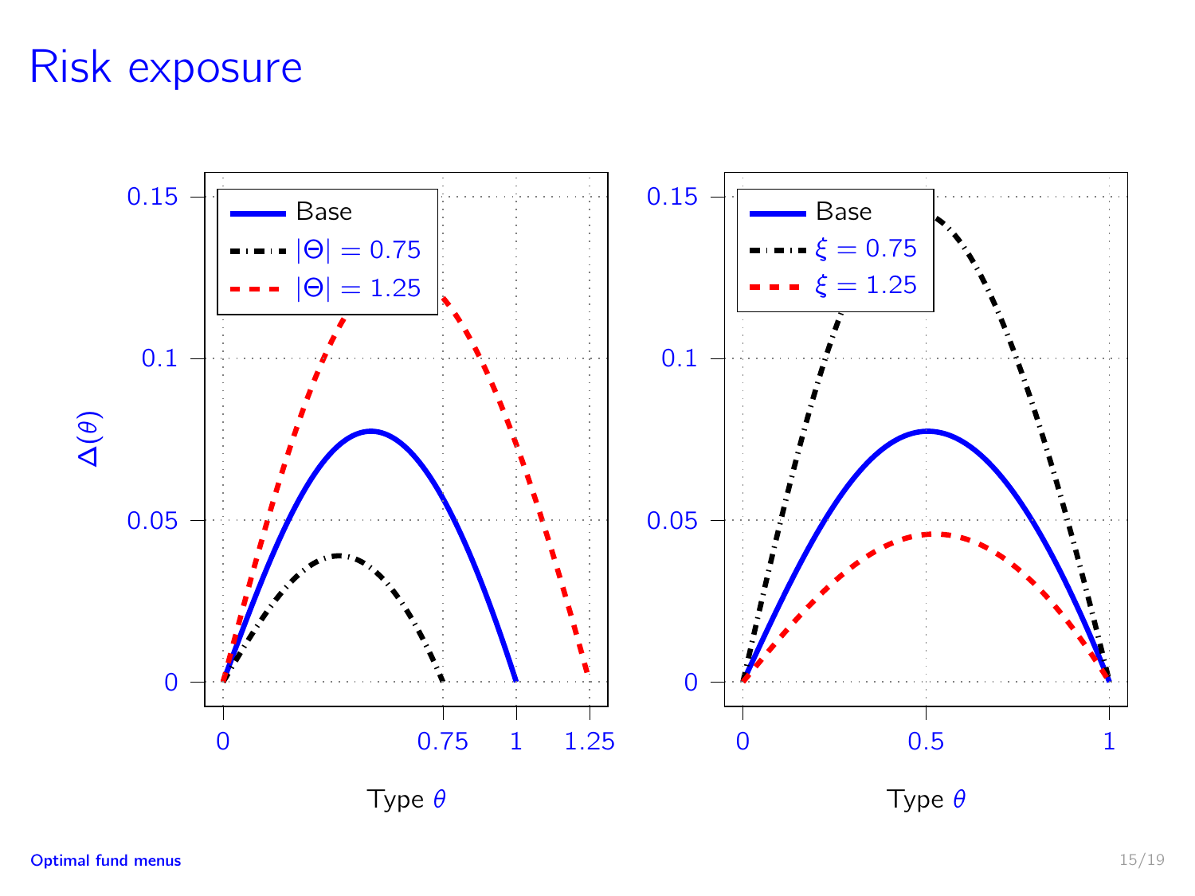# Risk exposure

**Left panel** (y-axis: $\Delta(\theta)$, x-axis: Type $\theta$)

Legend:
- Base
- $|\Theta| = 0.75$
- $|\Theta| = 1.25$

Y-axis ticks: 0, 0.05, 0.1, 0.15
X-axis ticks: 0, 0.75, 1, 1.25

**Right panel** (x-axis: Type $\theta$)

Legend:
- Base
- $\xi = 0.75$
- $\xi = 1.25$

Y-axis ticks: 0, 0.05, 0.1, 0.15
X-axis ticks: 0, 0.5, 1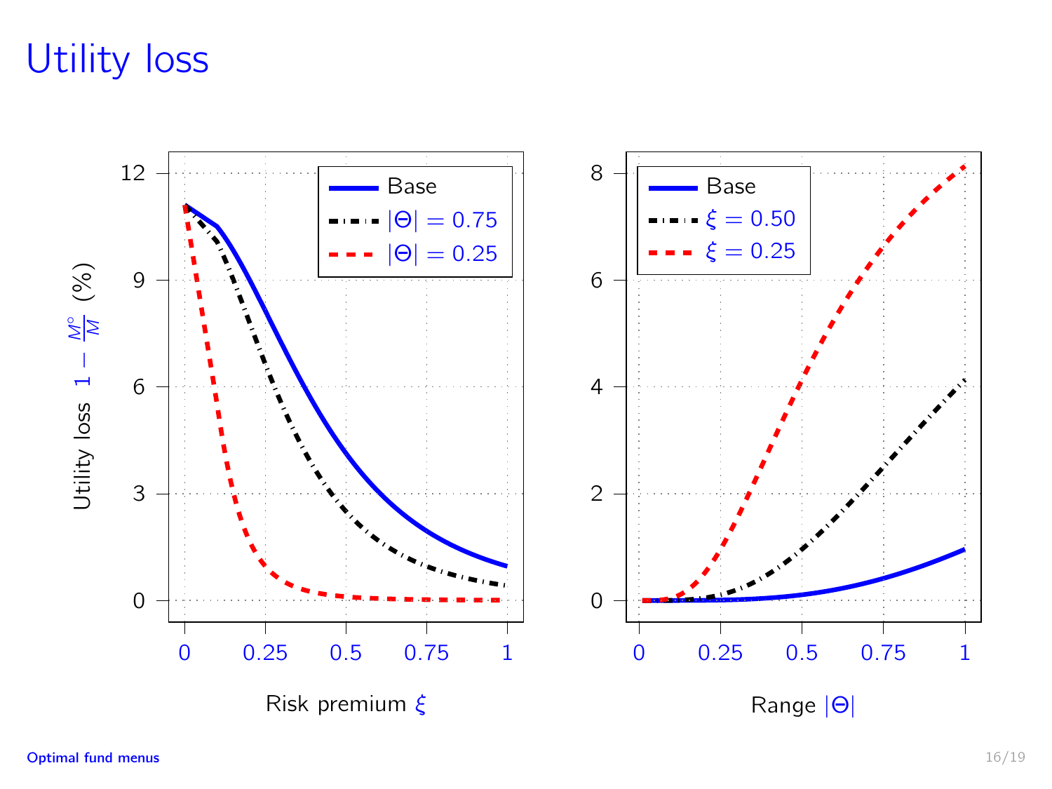# Utility loss

Utility loss $1 - \frac{M^{\circ}}{M}$ (%)

| | |
|---|---|
| Base | |
| $\|\Theta\| = 0.75$ | |
| $\|\Theta\| = 0.25$ | |

Risk premium $\xi$

| | |
|---|---|
| Base | |
| $\xi = 0.50$ | |
| $\xi = 0.25$ | |

Range $|\Theta|$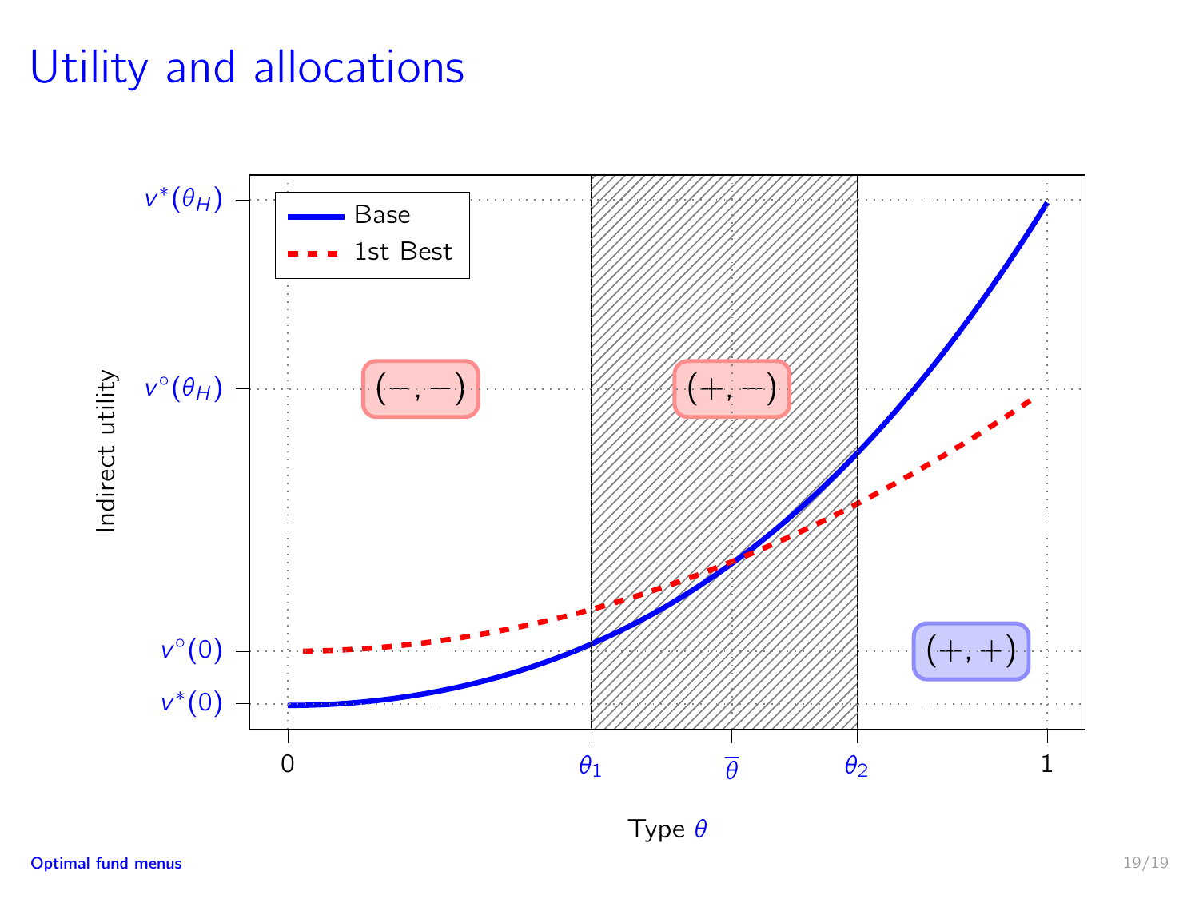# Utility and allocations

Legend: Base; 1st Best

Indirect utility

$v^*(\theta_H)$

$v^\circ(\theta_H)$

$v^\circ(0)$

$v^*(0)$

$(-,-)$ $(+,-)$ $(+,+)$

0 $\theta_1$ $\overline{\theta}$ $\theta_2$ 1

Type $\theta$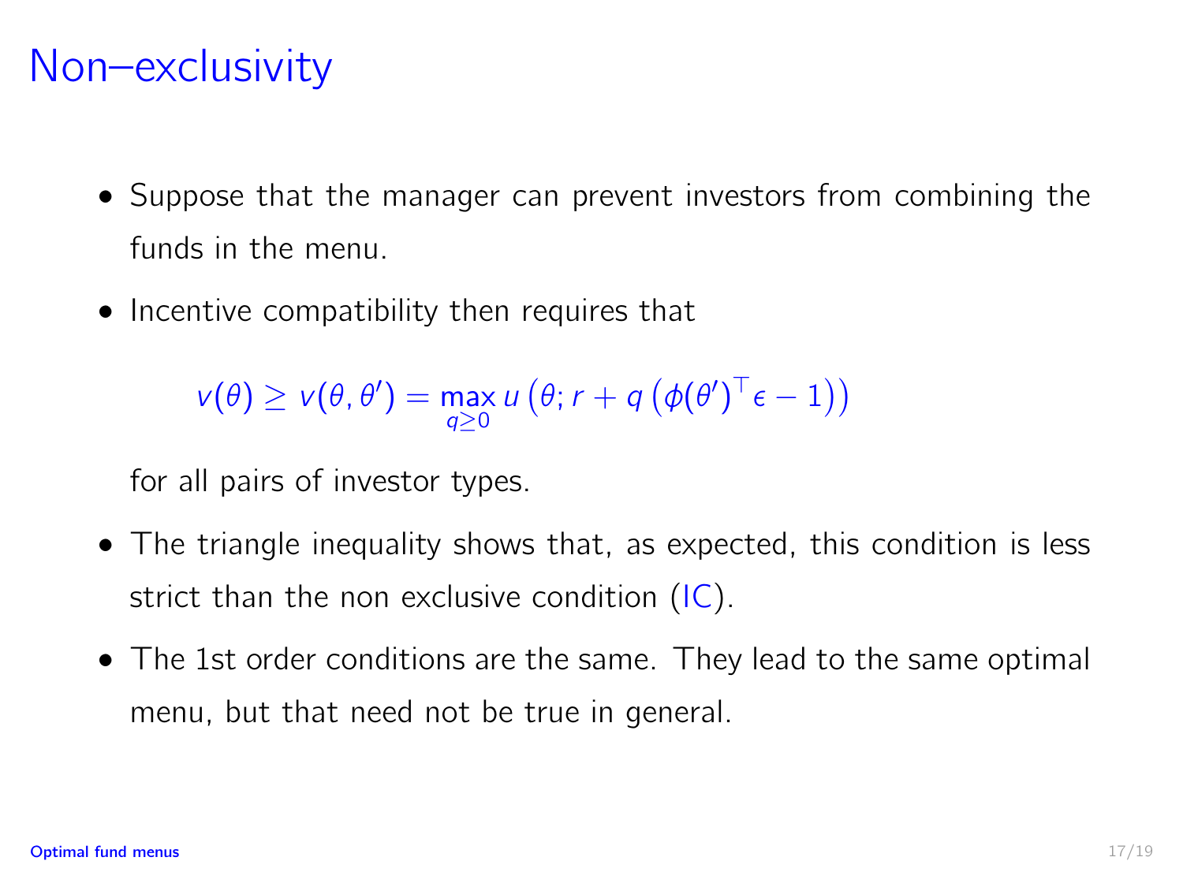# Non–exclusivity

- Suppose that the manager can prevent investors from combining the funds in the menu.
- Incentive compatibility then requires that

$$v(\theta) \geq v(\theta, \theta') = \max_{q \geq 0} u\left(\theta; r + q\left(\phi(\theta')^\top \epsilon - 1\right)\right)$$

  for all pairs of investor types.

- The triangle inequality shows that, as expected, this condition is less strict than the non exclusive condition (IC).
- The 1st order conditions are the same. They lead to the same optimal menu, but that need not be true in general.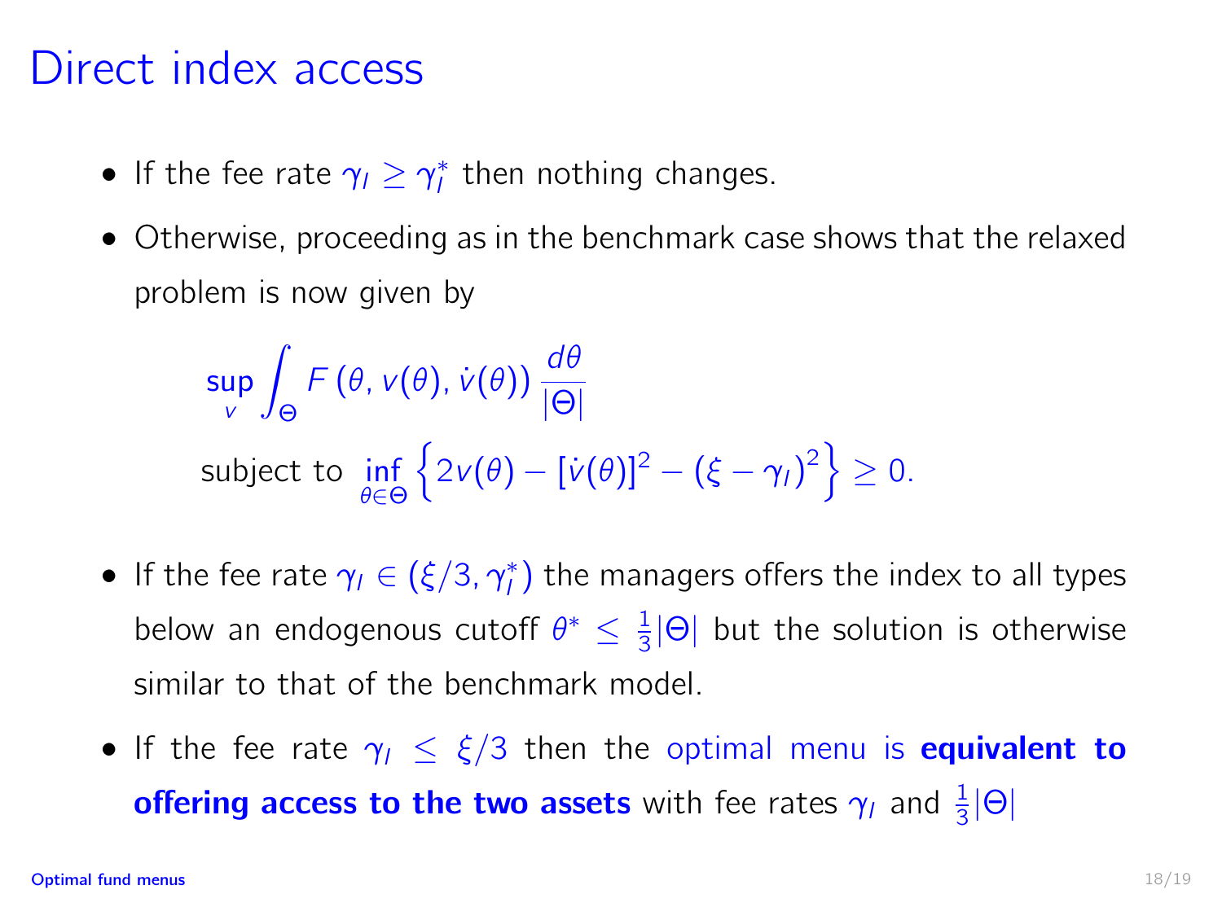# Direct index access

- If the fee rate $\gamma_I \geq \gamma_I^*$ then nothing changes.
- Otherwise, proceeding as in the benchmark case shows that the relaxed problem is now given by

$$\sup_v \int_\Theta F\left(\theta, v(\theta), \dot{v}(\theta)\right) \frac{d\theta}{|\Theta|}$$

$$\text{subject to } \inf_{\theta \in \Theta} \left\{ 2v(\theta) - [\dot{v}(\theta)]^2 - (\xi - \gamma_I)^2 \right\} \geq 0.$$

- If the fee rate $\gamma_I \in (\xi/3, \gamma_I^*)$ the managers offers the index to all types below an endogenous cutoff $\theta^* \leq \frac{1}{3}|\Theta|$ but the solution is otherwise similar to that of the benchmark model.
- If the fee rate $\gamma_I \leq \xi/3$ then the optimal menu is **equivalent to offering access to the two assets** with fee rates $\gamma_I$ and $\frac{1}{3}|\Theta|$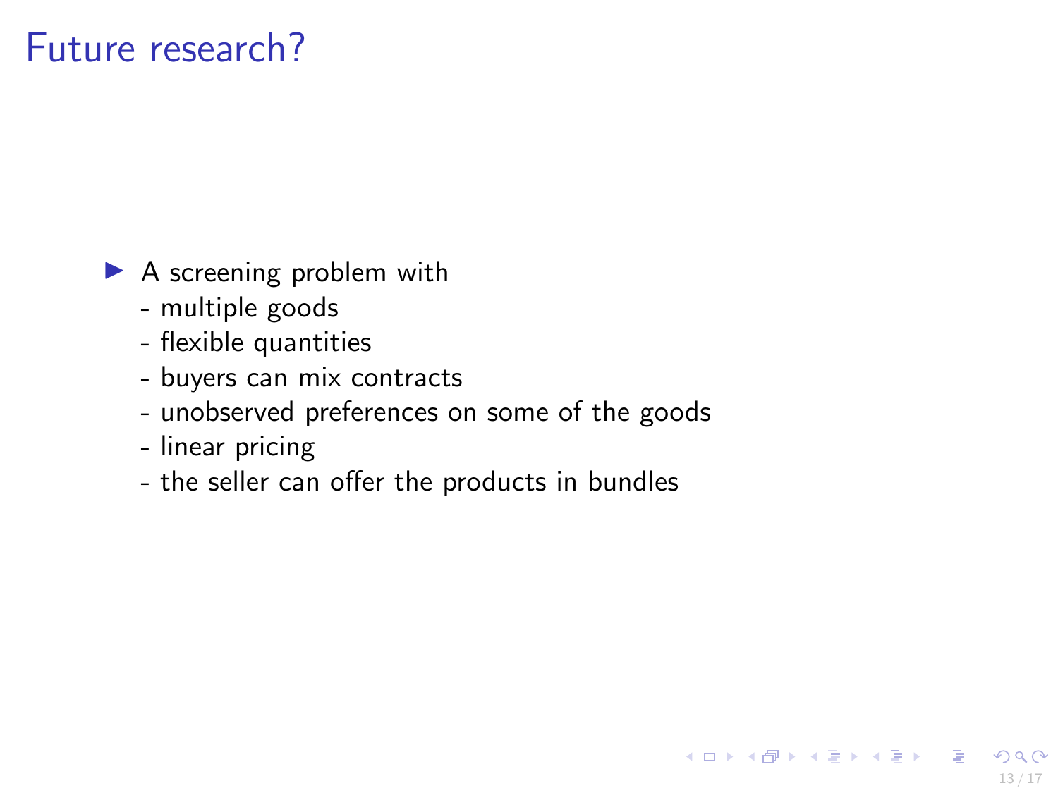# Future research?

- A screening problem with
  - multiple goods
  - flexible quantities
  - buyers can mix contracts
  - unobserved preferences on some of the goods
  - linear pricing
  - the seller can offer the products in bundles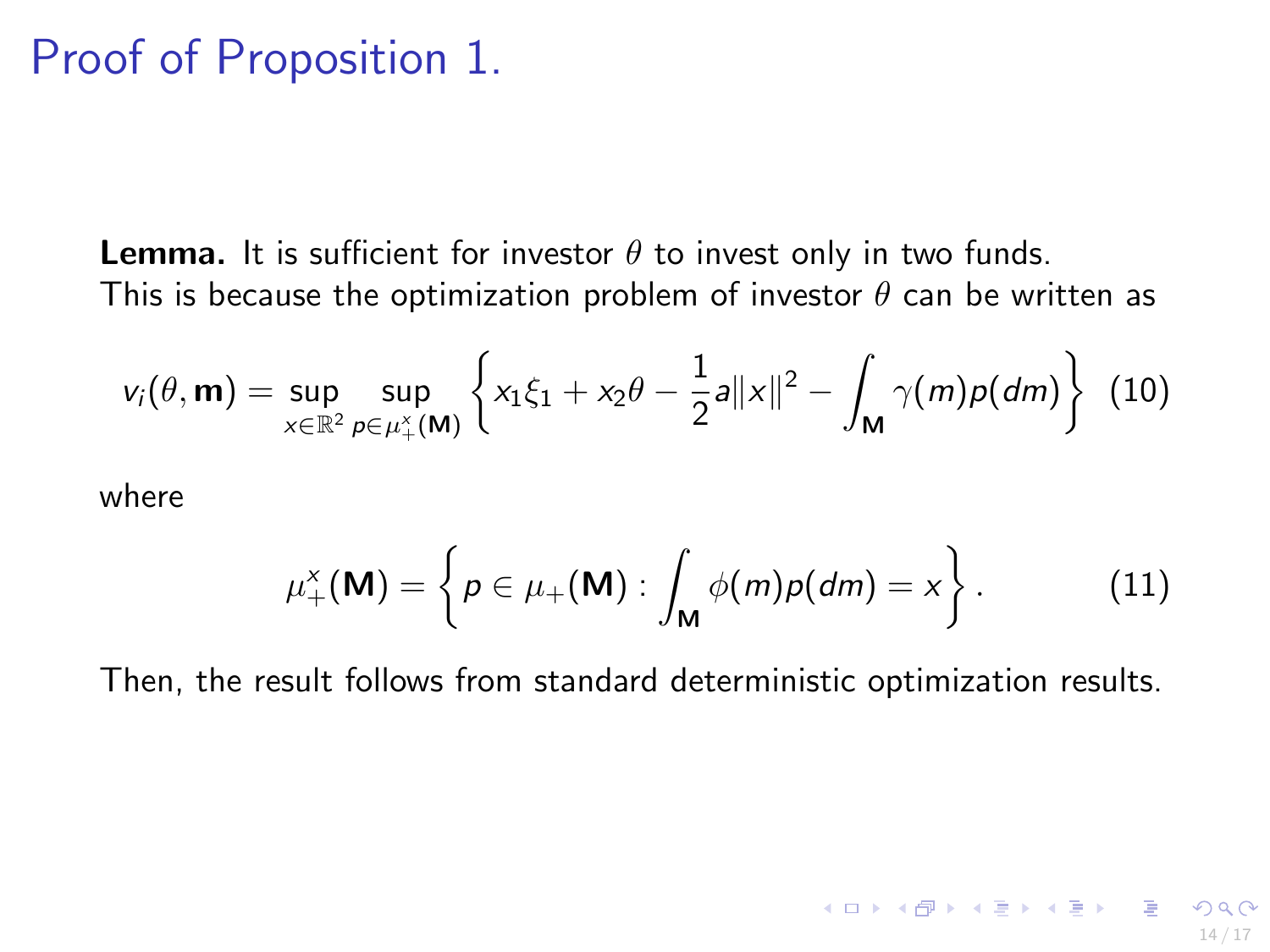# Proof of Proposition 1.

**Lemma.** It is sufficient for investor $\theta$ to invest only in two funds.
This is because the optimization problem of investor $\theta$ can be written as

$$v_i(\theta, \mathbf{m}) = \sup_{x \in \mathbb{R}^2} \sup_{p \in \mu_+^x(\mathbf{M})} \left\{ x_1 \xi_1 + x_2 \theta - \frac{1}{2} a \|x\|^2 - \int_{\mathbf{M}} \gamma(m) p(dm) \right\} \quad (10)$$

where

$$\mu_+^x(\mathbf{M}) = \left\{ p \in \mu_+(\mathbf{M}) : \int_{\mathbf{M}} \phi(m) p(dm) = x \right\}. \quad (11)$$

Then, the result follows from standard deterministic optimization results.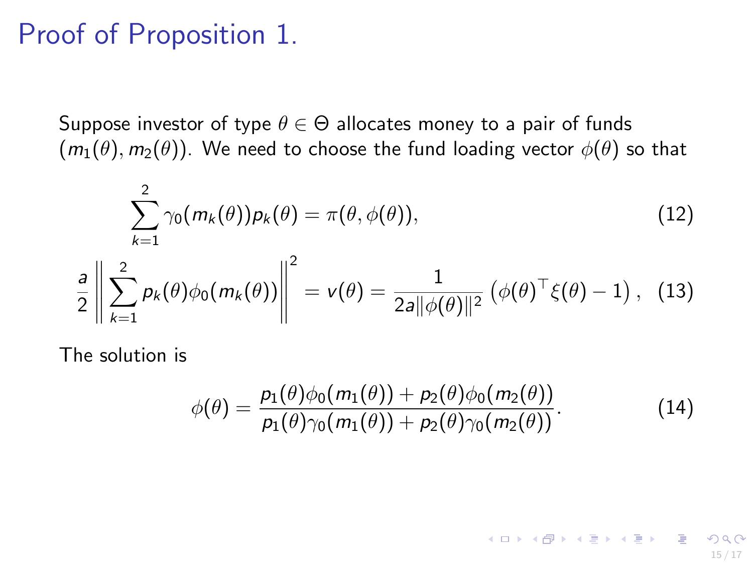# Proof of Proposition 1.

Suppose investor of type $\theta \in \Theta$ allocates money to a pair of funds $(m_1(\theta), m_2(\theta))$. We need to choose the fund loading vector $\phi(\theta)$ so that

$$\sum_{k=1}^{2} \gamma_0(m_k(\theta)) p_k(\theta) = \pi(\theta, \phi(\theta)), \tag{12}$$

$$\frac{a}{2} \left\| \sum_{k=1}^{2} p_k(\theta) \phi_0(m_k(\theta)) \right\|^2 = v(\theta) = \frac{1}{2a\|\phi(\theta)\|^2} \left( \phi(\theta)^\top \xi(\theta) - 1 \right), \tag{13}$$

The solution is

$$\phi(\theta) = \frac{p_1(\theta)\phi_0(m_1(\theta)) + p_2(\theta)\phi_0(m_2(\theta))}{p_1(\theta)\gamma_0(m_1(\theta)) + p_2(\theta)\gamma_0(m_2(\theta))}. \tag{14}$$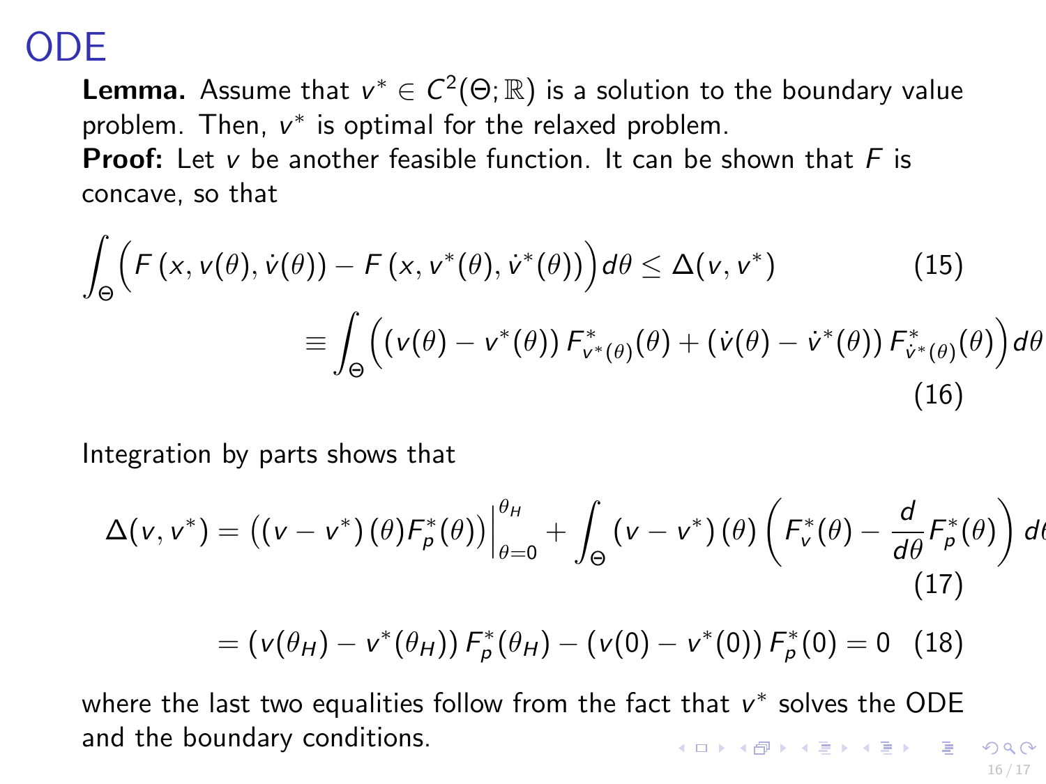# ODE

**Lemma.** Assume that $v^* \in C^2(\Theta; \mathbb{R})$ is a solution to the boundary value problem. Then, $v^*$ is optimal for the relaxed problem.

**Proof:** Let $v$ be another feasible function. It can be shown that $F$ is concave, so that

$$\int_\Theta \Big( F\left(x, v(\theta), \dot{v}(\theta)\right) - F\left(x, v^*(\theta), \dot{v}^*(\theta)\right) \Big) d\theta \leq \Delta(v, v^*) \tag{15}$$

$$\equiv \int_\Theta \Big( \left(v(\theta) - v^*(\theta)\right) F^*_{v^*(\theta)}(\theta) + \left(\dot{v}(\theta) - \dot{v}^*(\theta)\right) F^*_{\dot{v}^*(\theta)}(\theta) \Big) d\theta \tag{16}$$

Integration by parts shows that

$$\Delta(v, v^*) = \left( \left(v - v^*\right)(\theta) F^*_p(\theta) \right)\Big|_{\theta=0}^{\theta_H} + \int_\Theta \left(v - v^*\right)(\theta) \left( F^*_v(\theta) - \frac{d}{d\theta} F^*_p(\theta) \right) d\theta \tag{17}$$

$$= \left(v(\theta_H) - v^*(\theta_H)\right) F^*_p(\theta_H) - \left(v(0) - v^*(0)\right) F^*_p(0) = 0 \tag{18}$$

where the last two equalities follow from the fact that $v^*$ solves the ODE and the boundary conditions.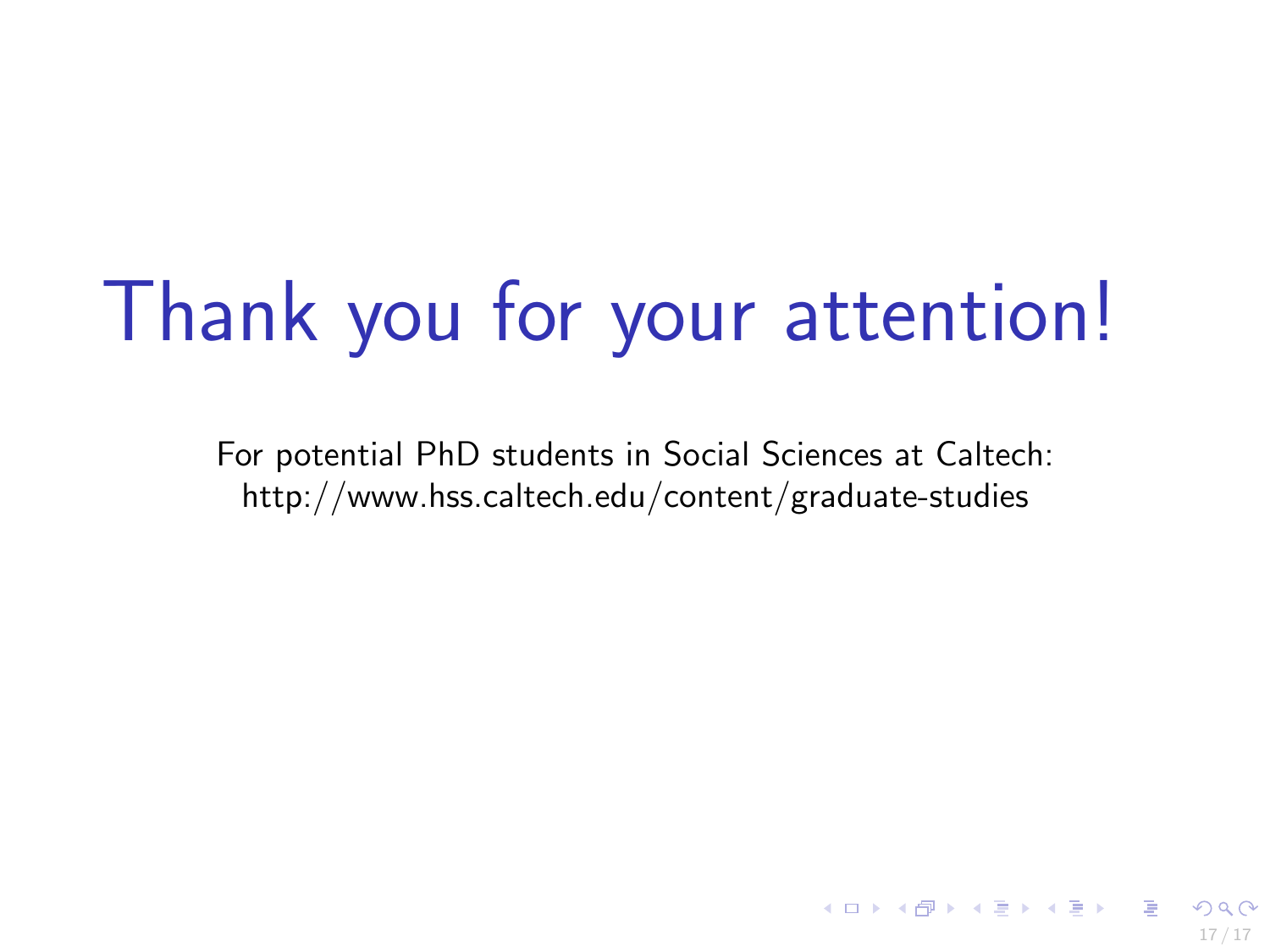# Thank you for your attention!

For potential PhD students in Social Sciences at Caltech:
http://www.hss.caltech.edu/content/graduate-studies